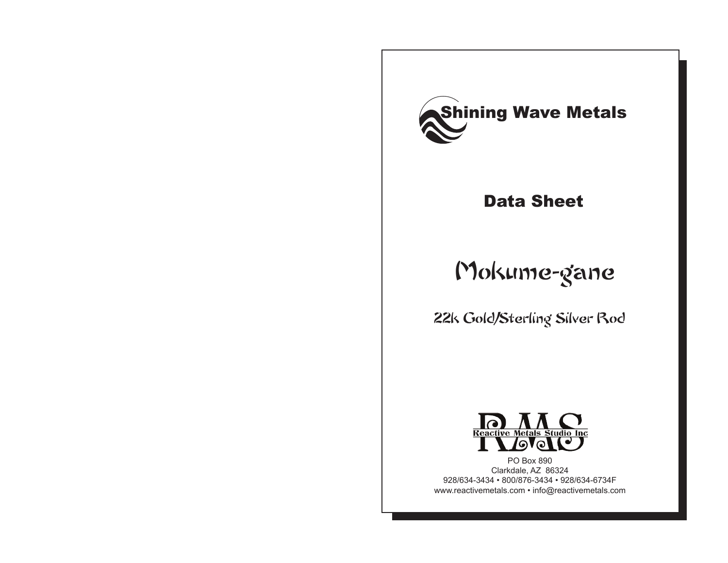# Shining Wave Metals

## Data Sheet

# Mokume-gane

## 22k Gold/Sterling Silver Rod

RMS
Reactive Metals Studio Inc

PO Box 890
Clarkdale, AZ 86324
928/634-3434 • 800/876-3434 • 928/634-6734F
www.reactivemetals.com • info@reactivemetals.com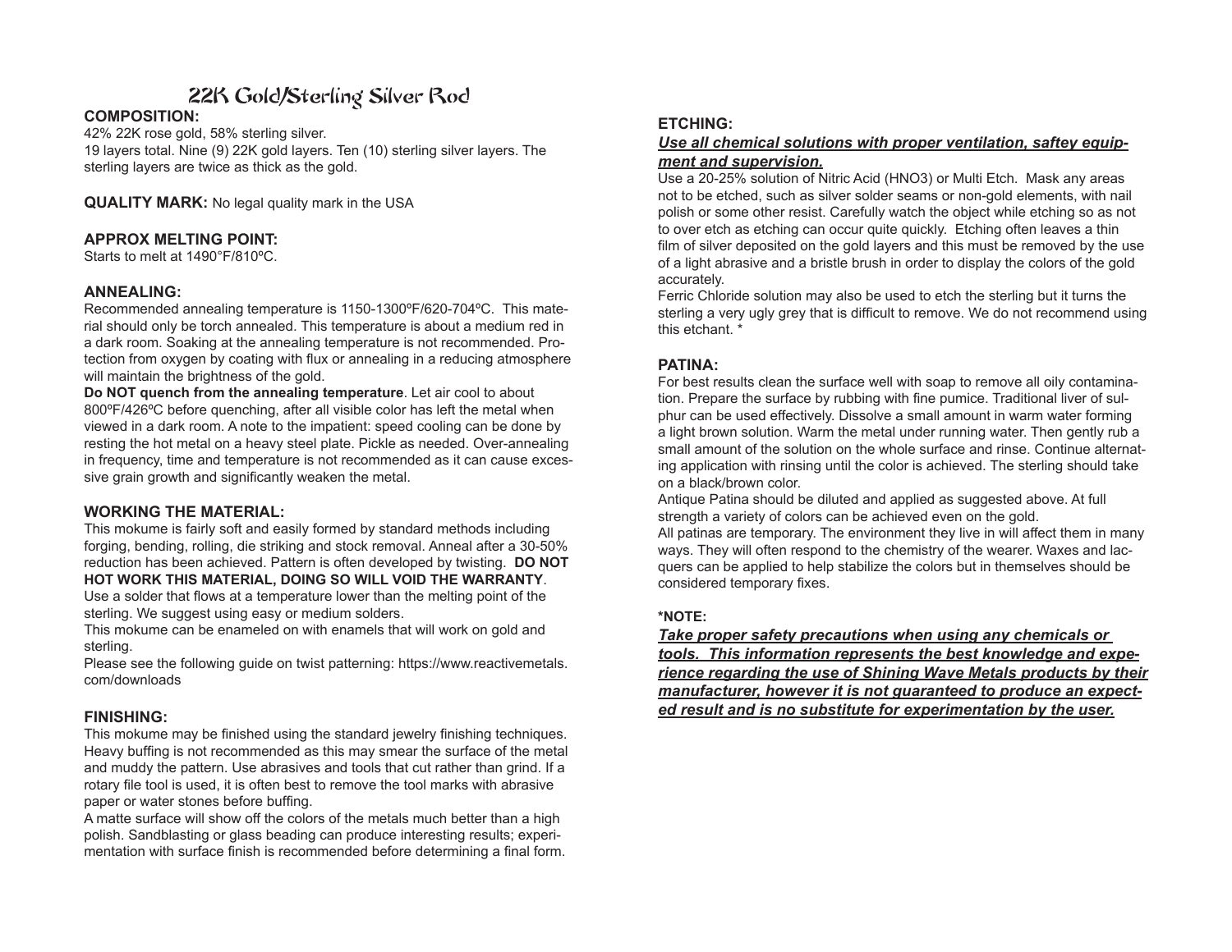# 22K Gold/Sterling Silver Rod

**COMPOSITION:**

42% 22K rose gold, 58% sterling silver.
19 layers total. Nine (9) 22K gold layers. Ten (10) sterling silver layers. The sterling layers are twice as thick as the gold.

**QUALITY MARK:** No legal quality mark in the USA

**APPROX MELTING POINT:**

Starts to melt at 1490°F/810ºC.

**ANNEALING:**

Recommended annealing temperature is 1150-1300ºF/620-704ºC. This material should only be torch annealed. This temperature is about a medium red in a dark room. Soaking at the annealing temperature is not recommended. Protection from oxygen by coating with flux or annealing in a reducing atmosphere will maintain the brightness of the gold.

**Do NOT quench from the annealing temperature**. Let air cool to about 800ºF/426ºC before quenching, after all visible color has left the metal when viewed in a dark room. A note to the impatient: speed cooling can be done by resting the hot metal on a heavy steel plate. Pickle as needed. Over-annealing in frequency, time and temperature is not recommended as it can cause excessive grain growth and significantly weaken the metal.

**WORKING THE MATERIAL:**

This mokume is fairly soft and easily formed by standard methods including forging, bending, rolling, die striking and stock removal. Anneal after a 30-50% reduction has been achieved. Pattern is often developed by twisting. **DO NOT HOT WORK THIS MATERIAL, DOING SO WILL VOID THE WARRANTY**.

Use a solder that flows at a temperature lower than the melting point of the sterling. We suggest using easy or medium solders.

This mokume can be enameled on with enamels that will work on gold and sterling.

Please see the following guide on twist patterning: https://www.reactivemetals.com/downloads

**FINISHING:**

This mokume may be finished using the standard jewelry finishing techniques. Heavy buffing is not recommended as this may smear the surface of the metal and muddy the pattern. Use abrasives and tools that cut rather than grind. If a rotary file tool is used, it is often best to remove the tool marks with abrasive paper or water stones before buffing.

A matte surface will show off the colors of the metals much better than a high polish. Sandblasting or glass beading can produce interesting results; experimentation with surface finish is recommended before determining a final form.

**ETCHING:**

***Use all chemical solutions with proper ventilation, saftey equipment and supervision.***

Use a 20-25% solution of Nitric Acid ($HNO_3$) or Multi Etch. Mask any areas not to be etched, such as silver solder seams or non-gold elements, with nail polish or some other resist. Carefully watch the object while etching so as not to over etch as etching can occur quite quickly. Etching often leaves a thin film of silver deposited on the gold layers and this must be removed by the use of a light abrasive and a bristle brush in order to display the colors of the gold accurately.

Ferric Chloride solution may also be used to etch the sterling but it turns the sterling a very ugly grey that is difficult to remove. We do not recommend using this etchant. *

**PATINA:**

For best results clean the surface well with soap to remove all oily contamination. Prepare the surface by rubbing with fine pumice. Traditional liver of sulphur can be used effectively. Dissolve a small amount in warm water forming a light brown solution. Warm the metal under running water. Then gently rub a small amount of the solution on the whole surface and rinse. Continue alternating application with rinsing until the color is achieved. The sterling should take on a black/brown color.

Antique Patina should be diluted and applied as suggested above. At full strength a variety of colors can be achieved even on the gold.

All patinas are temporary. The environment they live in will affect them in many ways. They will often respond to the chemistry of the wearer. Waxes and lacquers can be applied to help stabilize the colors but in themselves should be considered temporary fixes.

**\*NOTE:**

***Take proper safety precautions when using any chemicals or tools. This information represents the best knowledge and experience regarding the use of Shining Wave Metals products by their manufacturer, however it is not guaranteed to produce an expected result and is no substitute for experimentation by the user.***